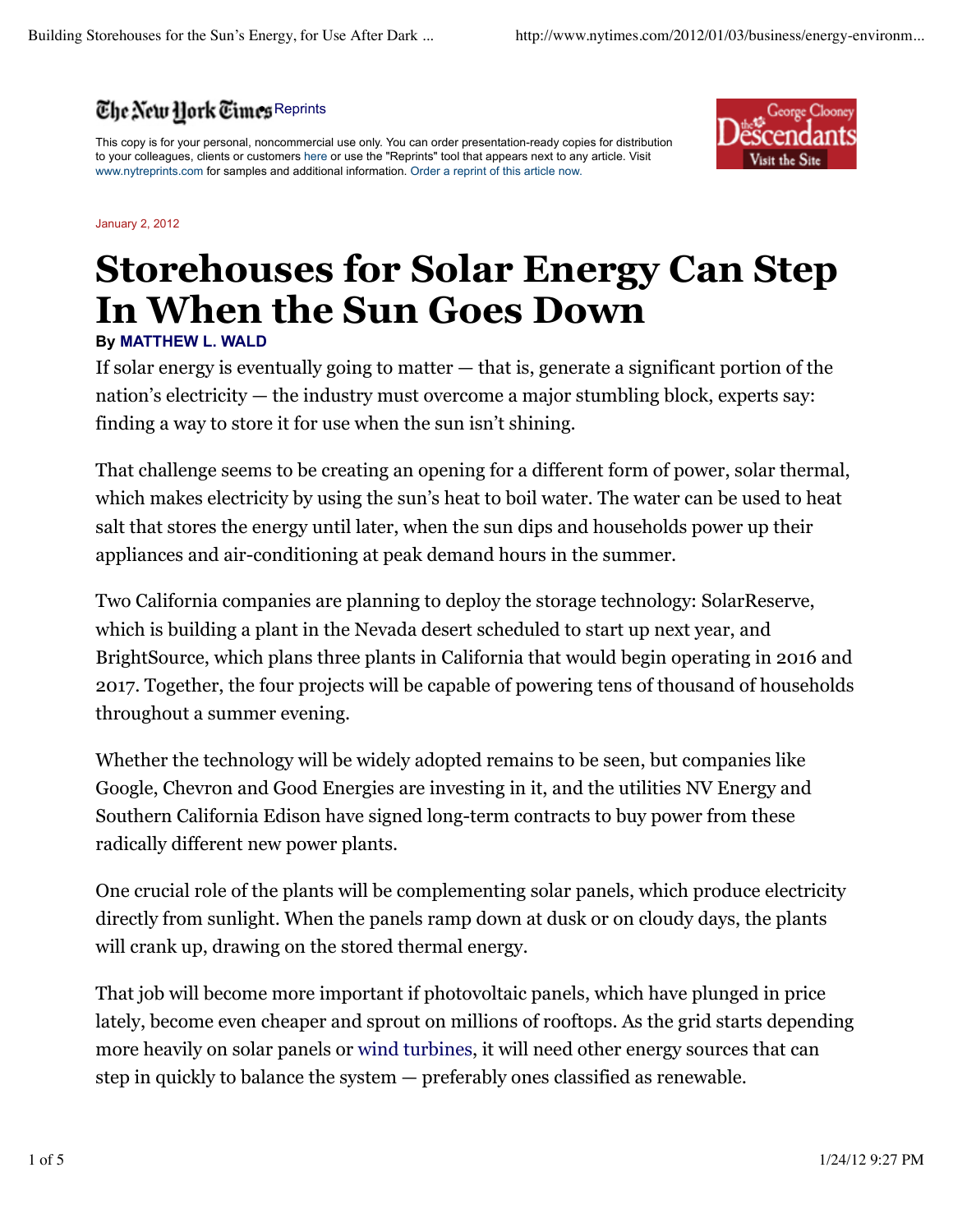The New York Times Reprints

This copy is for your personal, noncommercial use only. You can order presentation-ready copies for distribution to your colleagues, clients or customers here or use the "Reprints" tool that appears next to any article. Visit www.nytreprints.com for samples and additional information. Order a reprint of this article now.

January 2, 2012

# Storehouses for Solar Energy Can Step In When the Sun Goes Down

**By MATTHEW L. WALD**

If solar energy is eventually going to matter — that is, generate a significant portion of the nation's electricity — the industry must overcome a major stumbling block, experts say: finding a way to store it for use when the sun isn't shining.

That challenge seems to be creating an opening for a different form of power, solar thermal, which makes electricity by using the sun's heat to boil water. The water can be used to heat salt that stores the energy until later, when the sun dips and households power up their appliances and air-conditioning at peak demand hours in the summer.

Two California companies are planning to deploy the storage technology: SolarReserve, which is building a plant in the Nevada desert scheduled to start up next year, and BrightSource, which plans three plants in California that would begin operating in 2016 and 2017. Together, the four projects will be capable of powering tens of thousand of households throughout a summer evening.

Whether the technology will be widely adopted remains to be seen, but companies like Google, Chevron and Good Energies are investing in it, and the utilities NV Energy and Southern California Edison have signed long-term contracts to buy power from these radically different new power plants.

One crucial role of the plants will be complementing solar panels, which produce electricity directly from sunlight. When the panels ramp down at dusk or on cloudy days, the plants will crank up, drawing on the stored thermal energy.

That job will become more important if photovoltaic panels, which have plunged in price lately, become even cheaper and sprout on millions of rooftops. As the grid starts depending more heavily on solar panels or wind turbines, it will need other energy sources that can step in quickly to balance the system — preferably ones classified as renewable.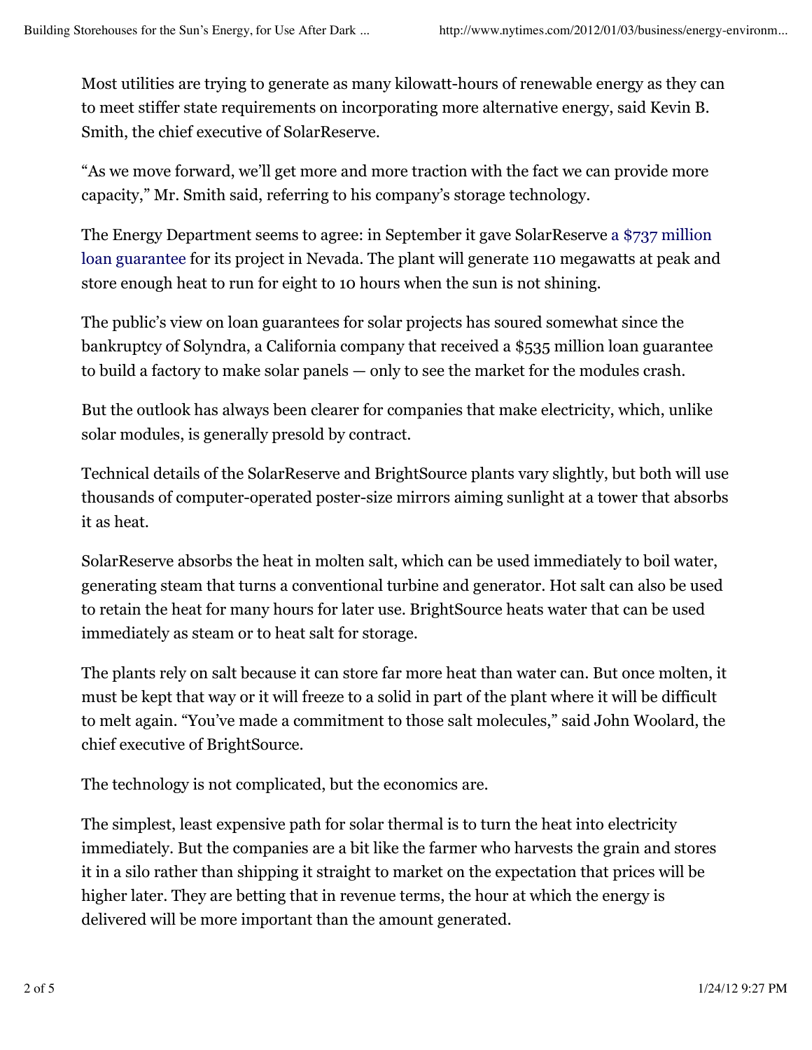Most utilities are trying to generate as many kilowatt-hours of renewable energy as they can to meet stiffer state requirements on incorporating more alternative energy, said Kevin B. Smith, the chief executive of SolarReserve.

"As we move forward, we'll get more and more traction with the fact we can provide more capacity," Mr. Smith said, referring to his company's storage technology.

The Energy Department seems to agree: in September it gave SolarReserve a $737 million loan guarantee for its project in Nevada. The plant will generate 110 megawatts at peak and store enough heat to run for eight to 10 hours when the sun is not shining.

The public's view on loan guarantees for solar projects has soured somewhat since the bankruptcy of Solyndra, a California company that received a $535 million loan guarantee to build a factory to make solar panels — only to see the market for the modules crash.

But the outlook has always been clearer for companies that make electricity, which, unlike solar modules, is generally presold by contract.

Technical details of the SolarReserve and BrightSource plants vary slightly, but both will use thousands of computer-operated poster-size mirrors aiming sunlight at a tower that absorbs it as heat.

SolarReserve absorbs the heat in molten salt, which can be used immediately to boil water, generating steam that turns a conventional turbine and generator. Hot salt can also be used to retain the heat for many hours for later use. BrightSource heats water that can be used immediately as steam or to heat salt for storage.

The plants rely on salt because it can store far more heat than water can. But once molten, it must be kept that way or it will freeze to a solid in part of the plant where it will be difficult to melt again. "You've made a commitment to those salt molecules," said John Woolard, the chief executive of BrightSource.

The technology is not complicated, but the economics are.

The simplest, least expensive path for solar thermal is to turn the heat into electricity immediately. But the companies are a bit like the farmer who harvests the grain and stores it in a silo rather than shipping it straight to market on the expectation that prices will be higher later. They are betting that in revenue terms, the hour at which the energy is delivered will be more important than the amount generated.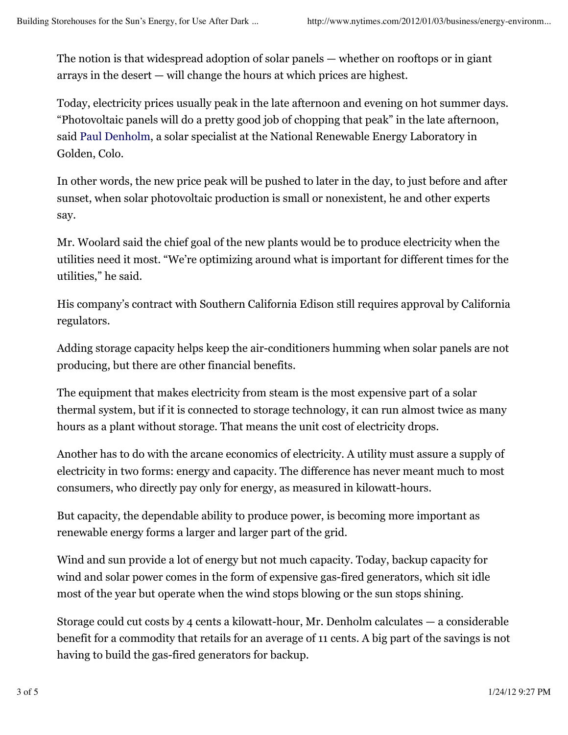The notion is that widespread adoption of solar panels — whether on rooftops or in giant arrays in the desert — will change the hours at which prices are highest.

Today, electricity prices usually peak in the late afternoon and evening on hot summer days. "Photovoltaic panels will do a pretty good job of chopping that peak" in the late afternoon, said Paul Denholm, a solar specialist at the National Renewable Energy Laboratory in Golden, Colo.

In other words, the new price peak will be pushed to later in the day, to just before and after sunset, when solar photovoltaic production is small or nonexistent, he and other experts say.

Mr. Woolard said the chief goal of the new plants would be to produce electricity when the utilities need it most. "We're optimizing around what is important for different times for the utilities," he said.

His company's contract with Southern California Edison still requires approval by California regulators.

Adding storage capacity helps keep the air-conditioners humming when solar panels are not producing, but there are other financial benefits.

The equipment that makes electricity from steam is the most expensive part of a solar thermal system, but if it is connected to storage technology, it can run almost twice as many hours as a plant without storage. That means the unit cost of electricity drops.

Another has to do with the arcane economics of electricity. A utility must assure a supply of electricity in two forms: energy and capacity. The difference has never meant much to most consumers, who directly pay only for energy, as measured in kilowatt-hours.

But capacity, the dependable ability to produce power, is becoming more important as renewable energy forms a larger and larger part of the grid.

Wind and sun provide a lot of energy but not much capacity. Today, backup capacity for wind and solar power comes in the form of expensive gas-fired generators, which sit idle most of the year but operate when the wind stops blowing or the sun stops shining.

Storage could cut costs by 4 cents a kilowatt-hour, Mr. Denholm calculates — a considerable benefit for a commodity that retails for an average of 11 cents. A big part of the savings is not having to build the gas-fired generators for backup.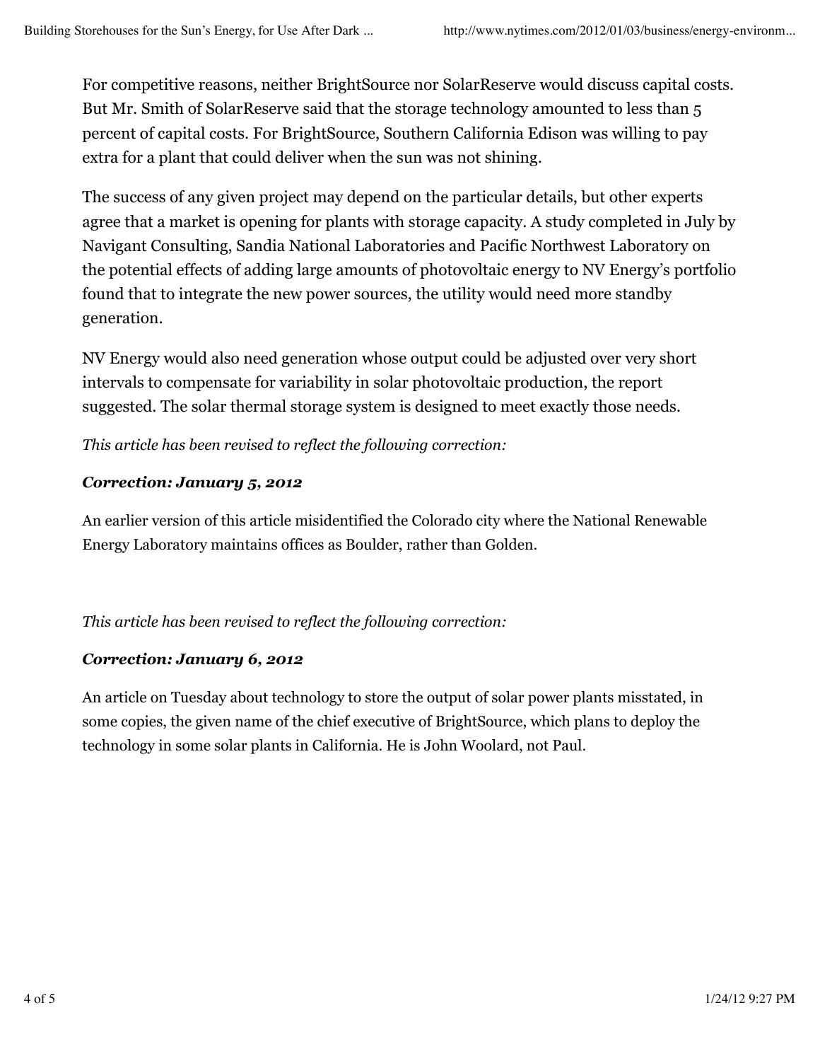For competitive reasons, neither BrightSource nor SolarReserve would discuss capital costs. But Mr. Smith of SolarReserve said that the storage technology amounted to less than 5 percent of capital costs. For BrightSource, Southern California Edison was willing to pay extra for a plant that could deliver when the sun was not shining.

The success of any given project may depend on the particular details, but other experts agree that a market is opening for plants with storage capacity. A study completed in July by Navigant Consulting, Sandia National Laboratories and Pacific Northwest Laboratory on the potential effects of adding large amounts of photovoltaic energy to NV Energy's portfolio found that to integrate the new power sources, the utility would need more standby generation.

NV Energy would also need generation whose output could be adjusted over very short intervals to compensate for variability in solar photovoltaic production, the report suggested. The solar thermal storage system is designed to meet exactly those needs.

*This article has been revised to reflect the following correction:*

***Correction: January 5, 2012***

An earlier version of this article misidentified the Colorado city where the National Renewable Energy Laboratory maintains offices as Boulder, rather than Golden.

*This article has been revised to reflect the following correction:*

***Correction: January 6, 2012***

An article on Tuesday about technology to store the output of solar power plants misstated, in some copies, the given name of the chief executive of BrightSource, which plans to deploy the technology in some solar plants in California. He is John Woolard, not Paul.